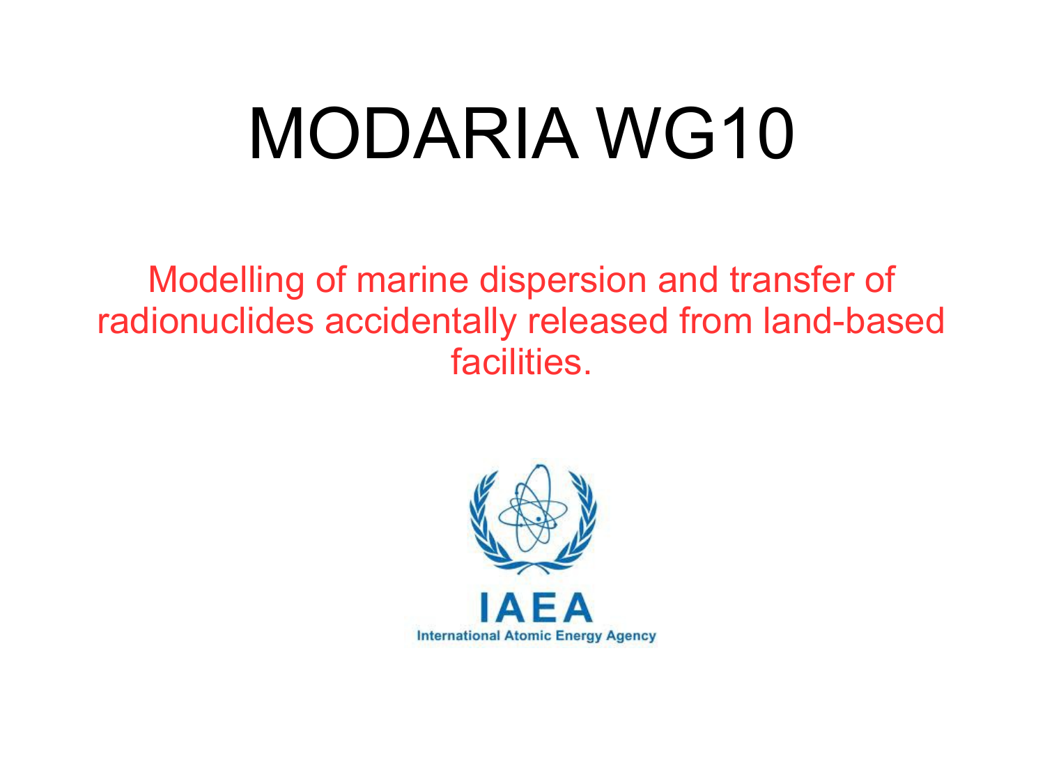# MODARIA WG10

Modelling of marine dispersion and transfer of radionuclides accidentally released from land-based facilities.

IAEA

International Atomic Energy Agency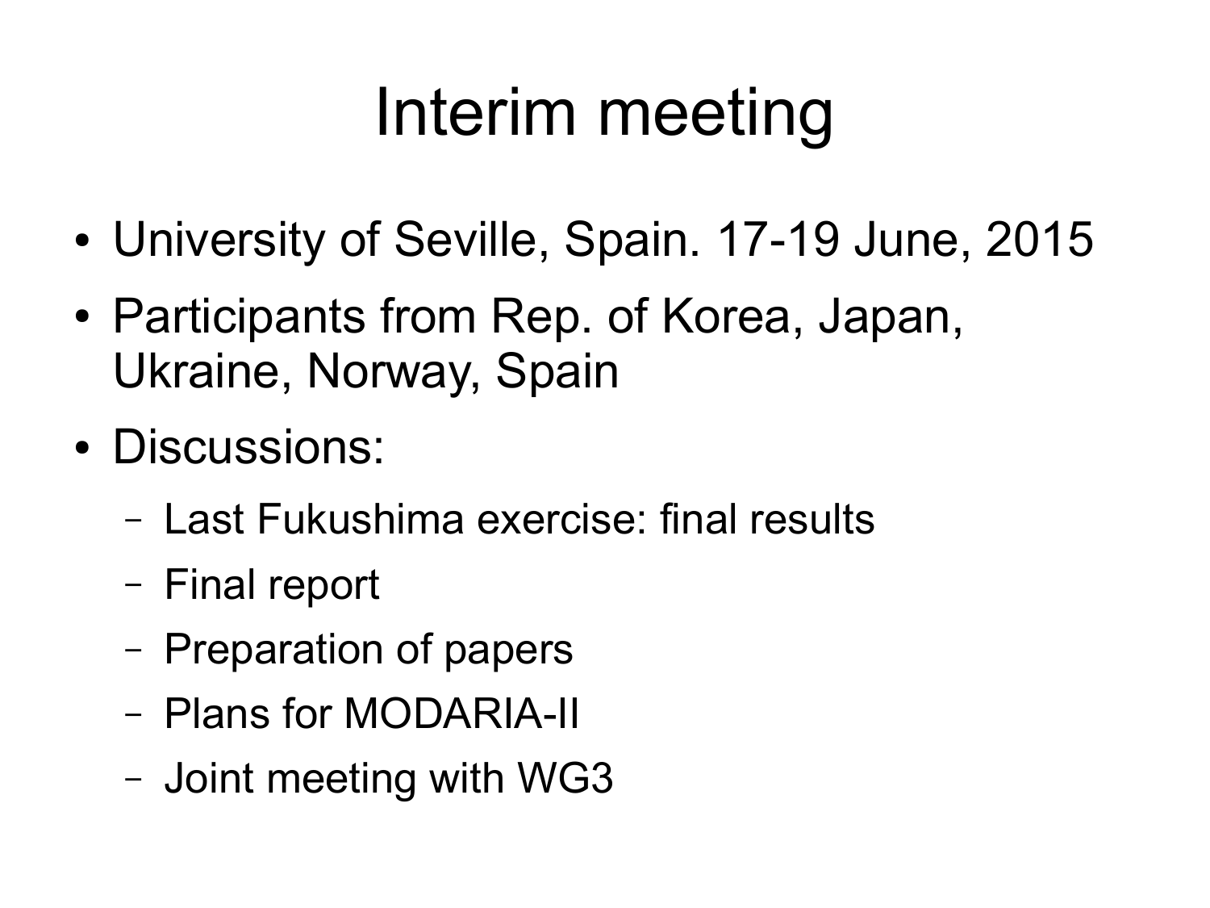# Interim meeting

- University of Seville, Spain. 17-19 June, 2015
- Participants from Rep. of Korea, Japan, Ukraine, Norway, Spain
- Discussions:
  - Last Fukushima exercise: final results
  - Final report
  - Preparation of papers
  - Plans for MODARIA-II
  - Joint meeting with WG3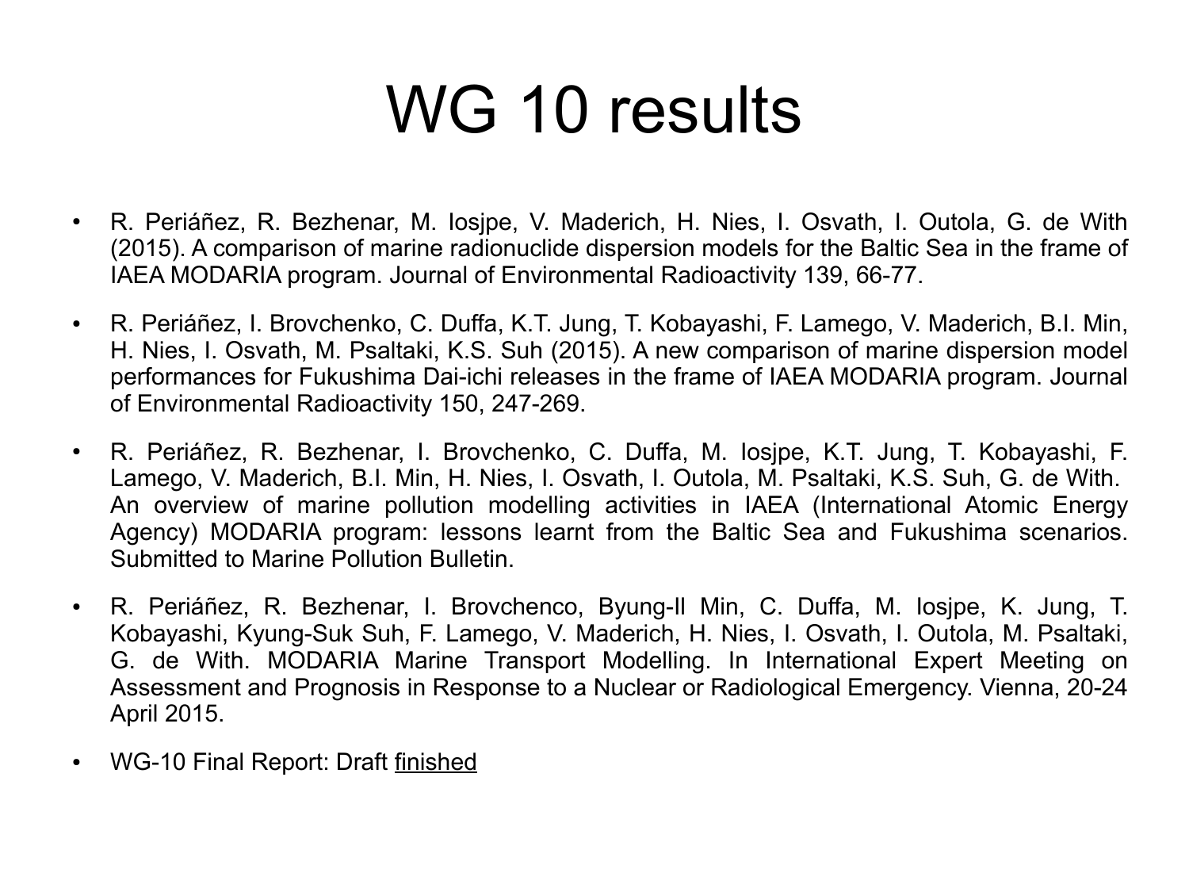# WG 10 results

- R. Periáñez, R. Bezhenar, M. Iosjpe, V. Maderich, H. Nies, I. Osvath, I. Outola, G. de With (2015). A comparison of marine radionuclide dispersion models for the Baltic Sea in the frame of IAEA MODARIA program. Journal of Environmental Radioactivity 139, 66-77.
- R. Periáñez, I. Brovchenko, C. Duffa, K.T. Jung, T. Kobayashi, F. Lamego, V. Maderich, B.I. Min, H. Nies, I. Osvath, M. Psaltaki, K.S. Suh (2015). A new comparison of marine dispersion model performances for Fukushima Dai-ichi releases in the frame of IAEA MODARIA program. Journal of Environmental Radioactivity 150, 247-269.
- R. Periáñez, R. Bezhenar, I. Brovchenko, C. Duffa, M. Iosjpe, K.T. Jung, T. Kobayashi, F. Lamego, V. Maderich, B.I. Min, H. Nies, I. Osvath, I. Outola, M. Psaltaki, K.S. Suh, G. de With. An overview of marine pollution modelling activities in IAEA (International Atomic Energy Agency) MODARIA program: lessons learnt from the Baltic Sea and Fukushima scenarios. Submitted to Marine Pollution Bulletin.
- R. Periáñez, R. Bezhenar, I. Brovchenco, Byung-Il Min, C. Duffa, M. Iosjpe, K. Jung, T. Kobayashi, Kyung-Suk Suh, F. Lamego, V. Maderich, H. Nies, I. Osvath, I. Outola, M. Psaltaki, G. de With. MODARIA Marine Transport Modelling. In International Expert Meeting on Assessment and Prognosis in Response to a Nuclear or Radiological Emergency. Vienna, 20-24 April 2015.
- WG-10 Final Report: Draft <u>finished</u>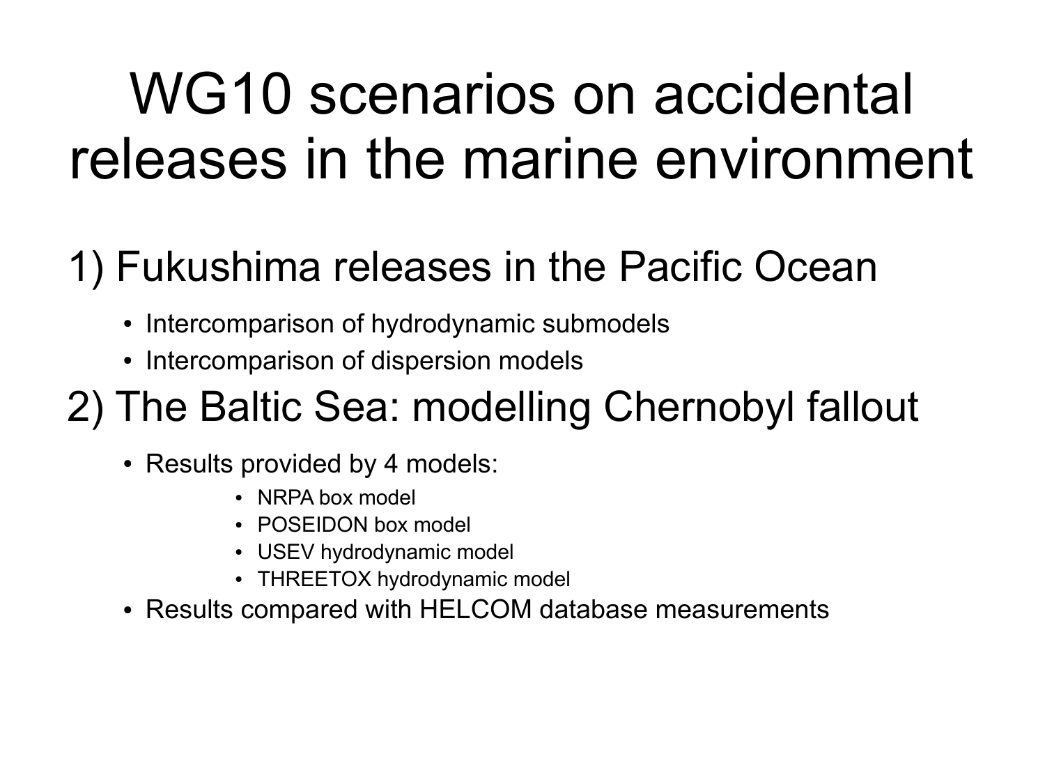# WG10 scenarios on accidental releases in the marine environment

## 1) Fukushima releases in the Pacific Ocean

- Intercomparison of hydrodynamic submodels
- Intercomparison of dispersion models

## 2) The Baltic Sea: modelling Chernobyl fallout

- Results provided by 4 models:
  - NRPA box model
  - POSEIDON box model
  - USEV hydrodynamic model
  - THREETOX hydrodynamic model
- Results compared with HELCOM database measurements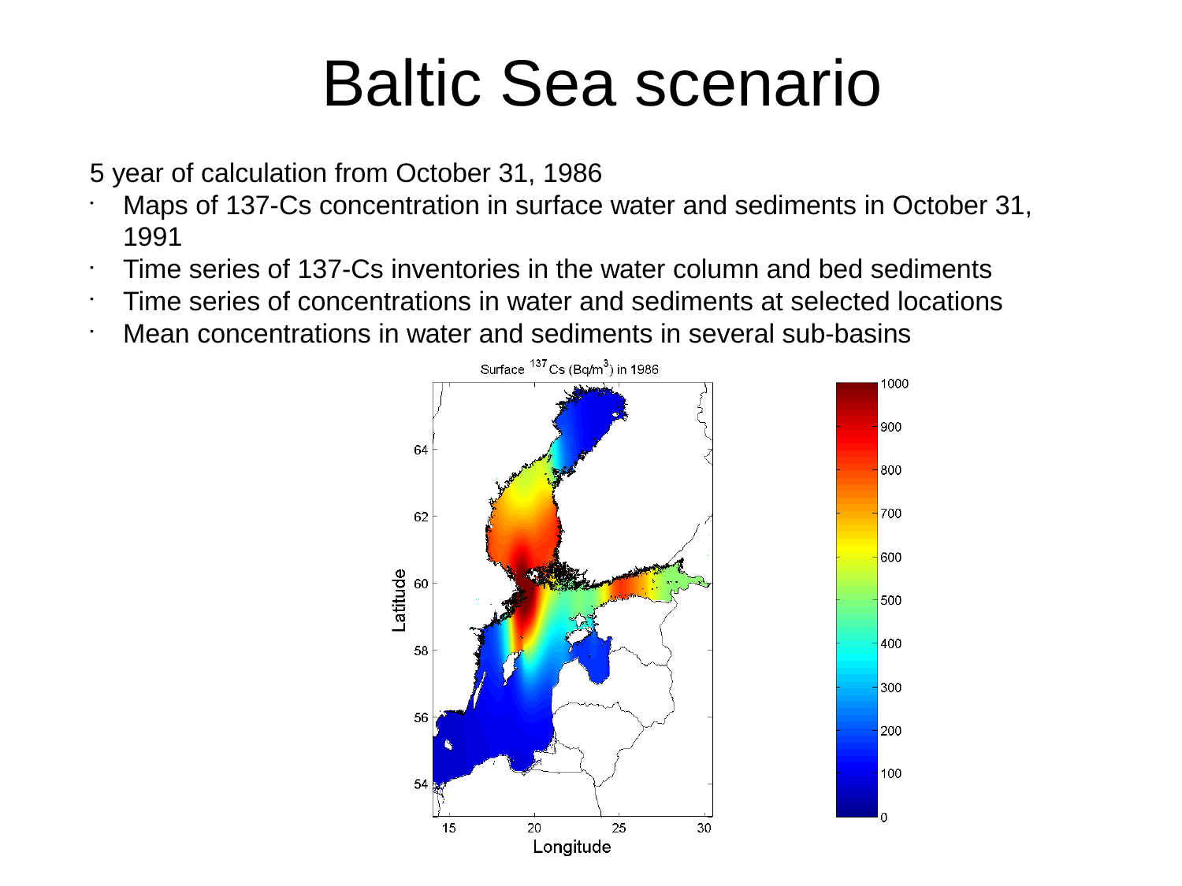# Baltic Sea scenario

5 year of calculation from October 31, 1986

- Maps of 137-Cs concentration in surface water and sediments in October 31, 1991
- Time series of 137-Cs inventories in the water column and bed sediments
- Time series of concentrations in water and sediments at selected locations
- Mean concentrations in water and sediments in several sub-basins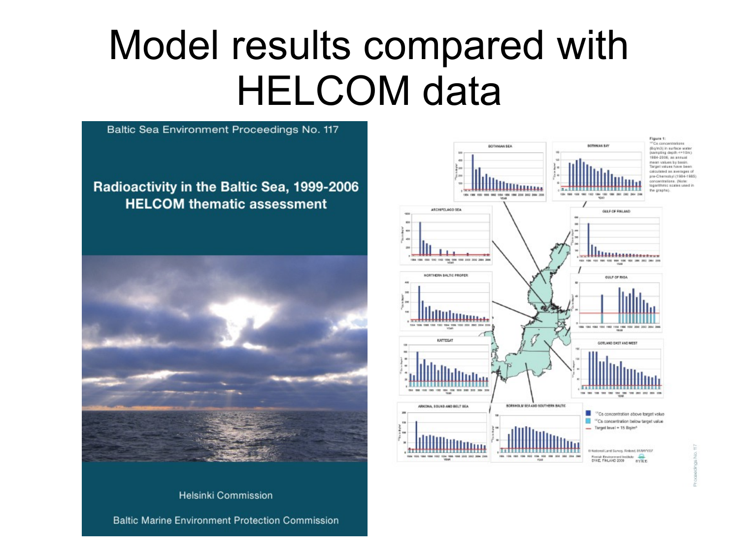# Model results compared with HELCOM data

Baltic Sea Environment Proceedings No. 117

**Radioactivity in the Baltic Sea, 1999-2006 HELCOM thematic assessment**

Helsinki Commission

Baltic Marine Environment Protection Commission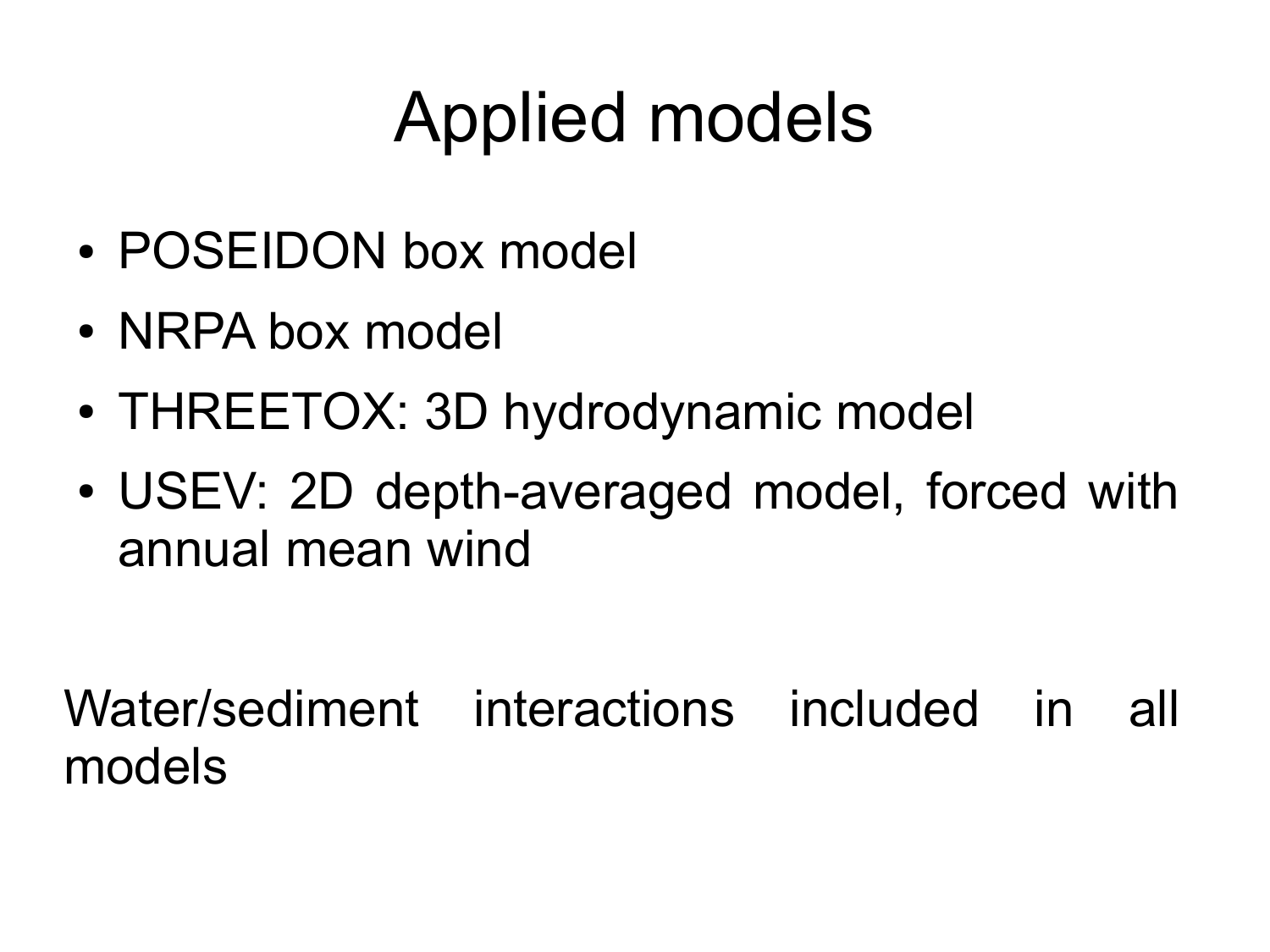# Applied models

- POSEIDON box model
- NRPA box model
- THREETOX: 3D hydrodynamic model
- USEV: 2D depth-averaged model, forced with annual mean wind

Water/sediment interactions included in all models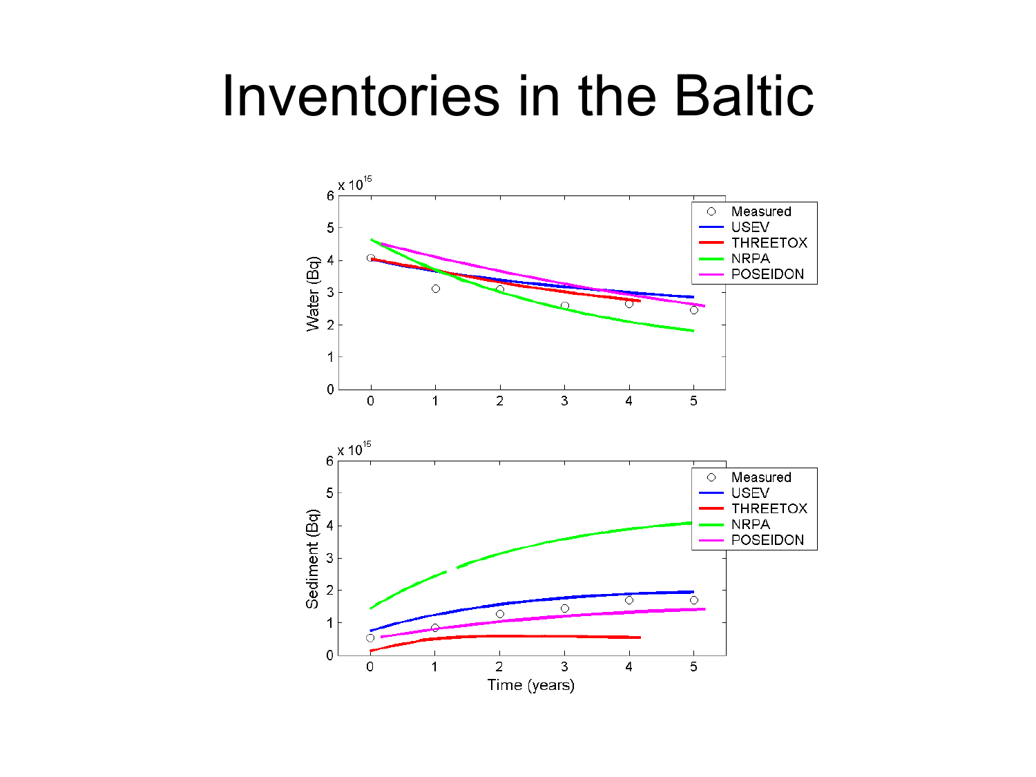# Inventories in the Baltic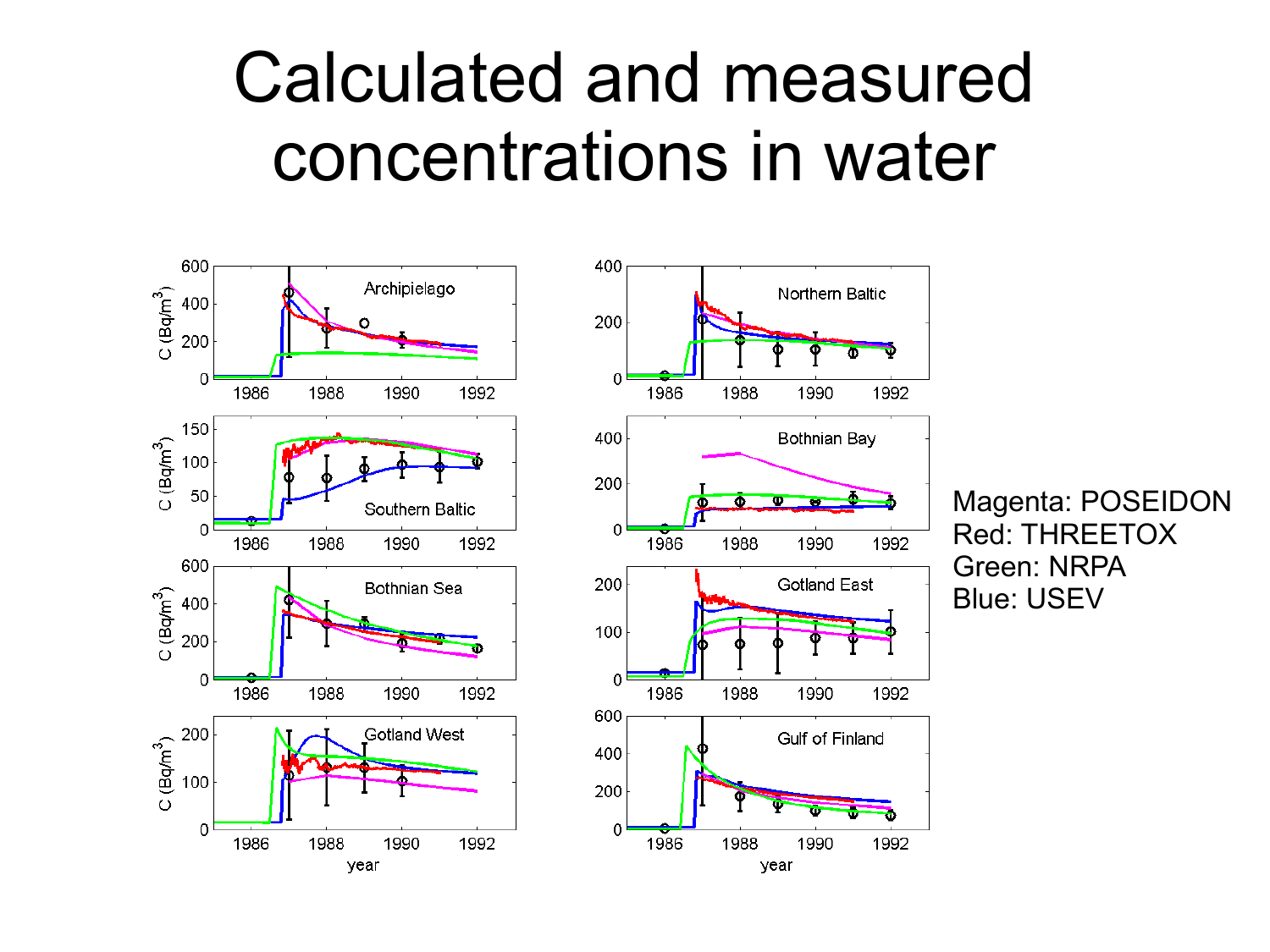# Calculated and measured concentrations in water

Magenta: POSEIDON
Red: THREETOX
Green: NRPA
Blue: USEV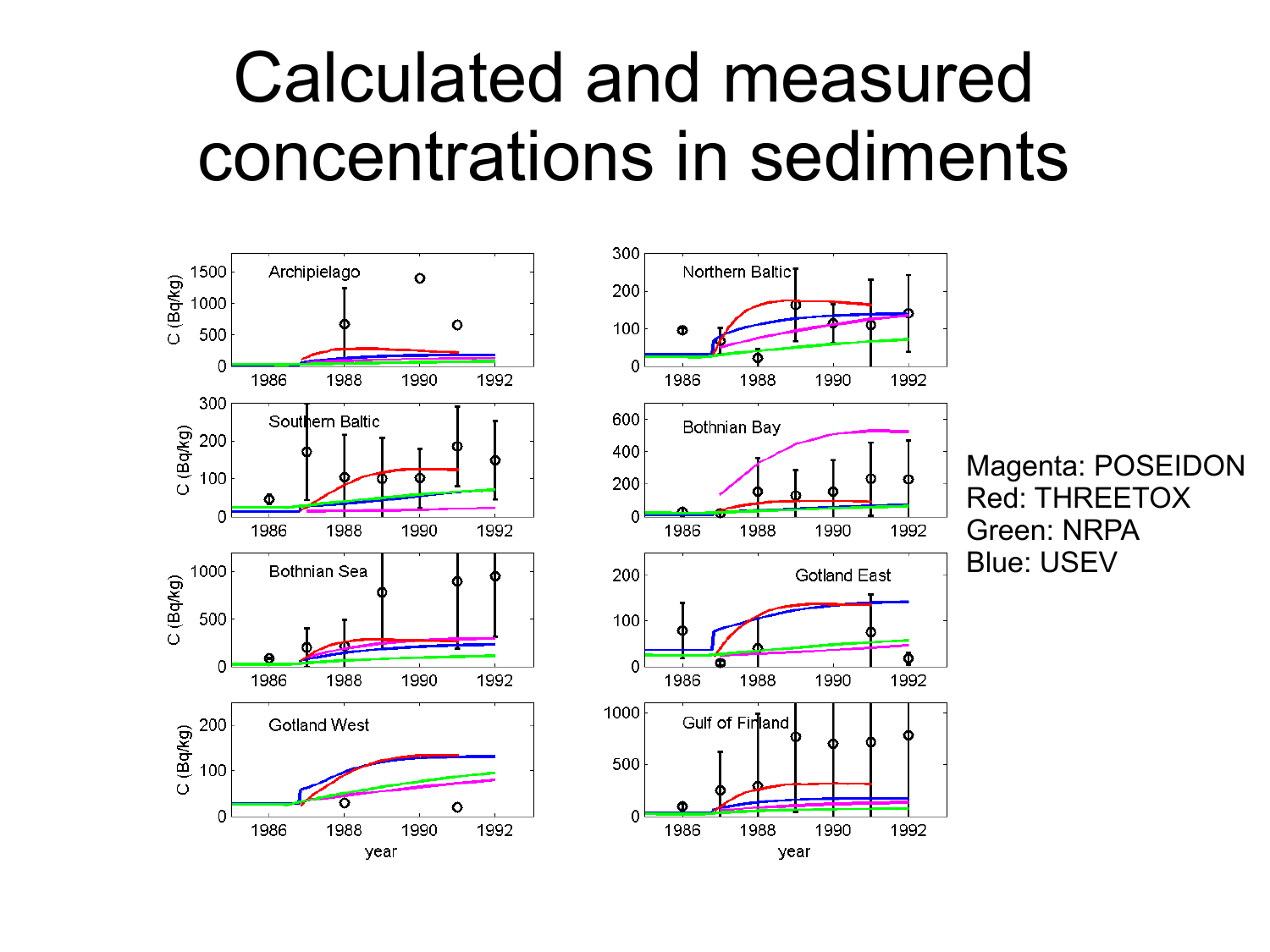# Calculated and measured concentrations in sediments

Magenta: POSEIDON
Red: THREETOX
Green: NRPA
Blue: USEV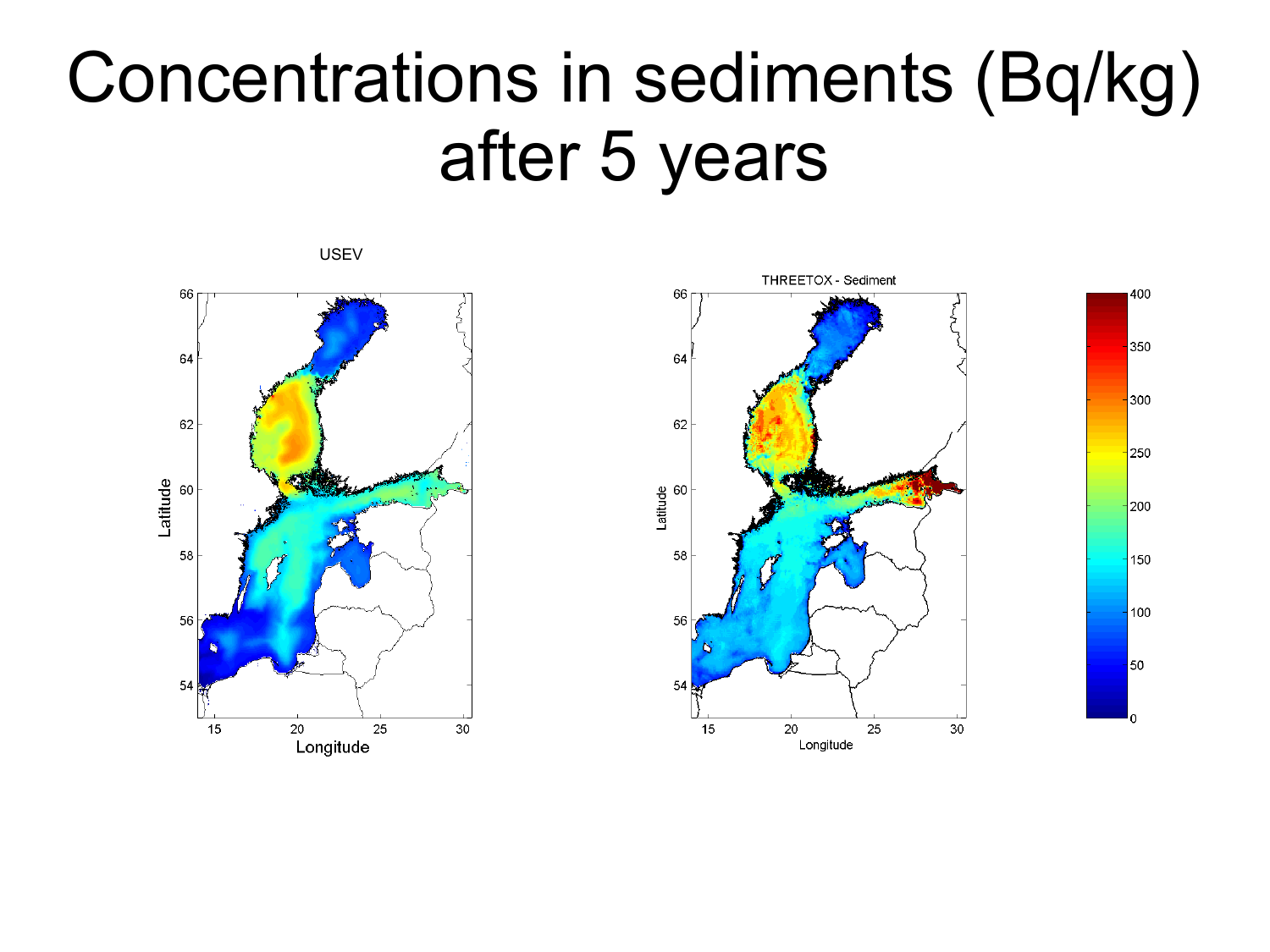# Concentrations in sediments (Bq/kg) after 5 years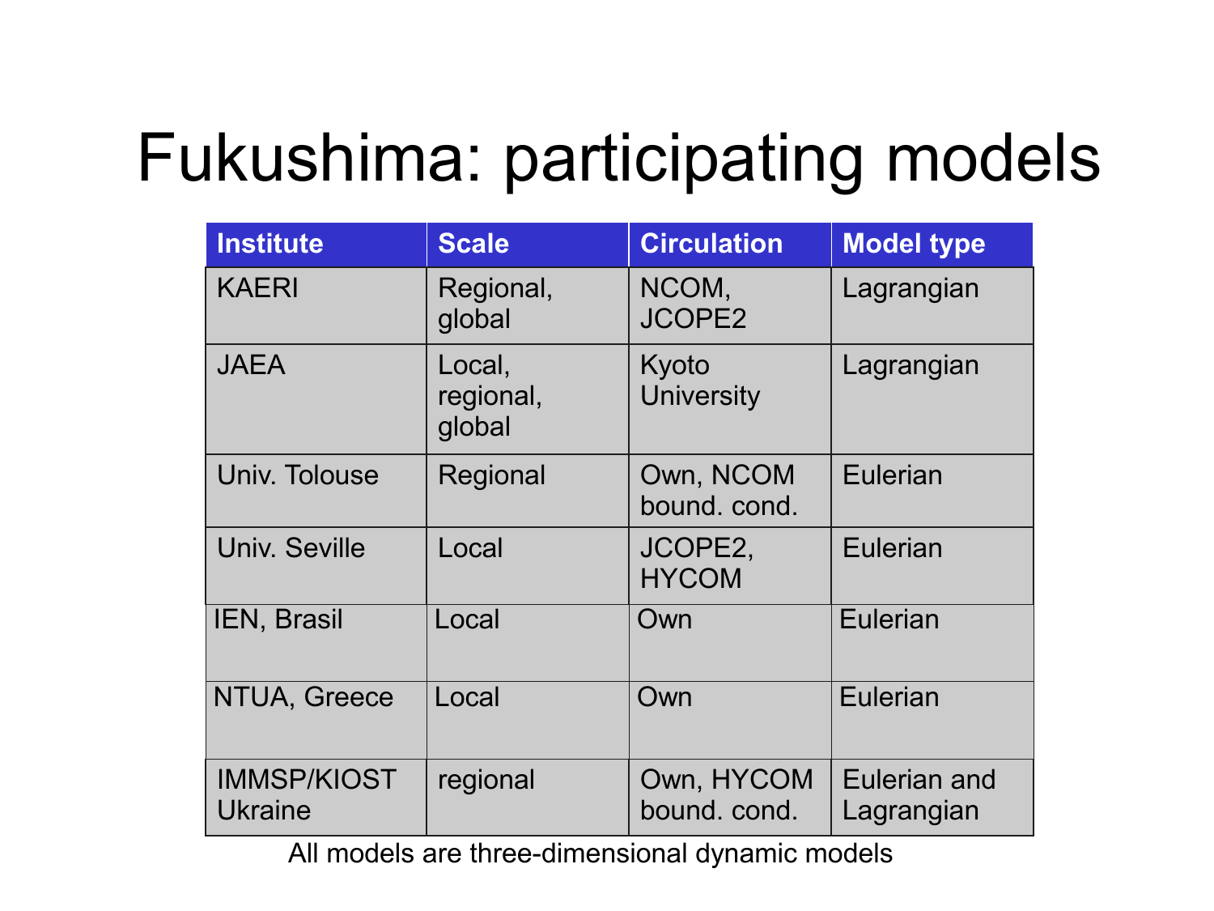# Fukushima: participating models

| Institute | Scale | Circulation | Model type |
|---|---|---|---|
| KAERI | Regional, global | NCOM, JCOPE2 | Lagrangian |
| JAEA | Local, regional, global | Kyoto University | Lagrangian |
| Univ. Tolouse | Regional | Own, NCOM bound. cond. | Eulerian |
| Univ. Seville | Local | JCOPE2, HYCOM | Eulerian |
| IEN, Brasil | Local | Own | Eulerian |
| NTUA, Greece | Local | Own | Eulerian |
| IMMSP/KIOST Ukraine | regional | Own, HYCOM bound. cond. | Eulerian and Lagrangian |

All models are three-dimensional dynamic models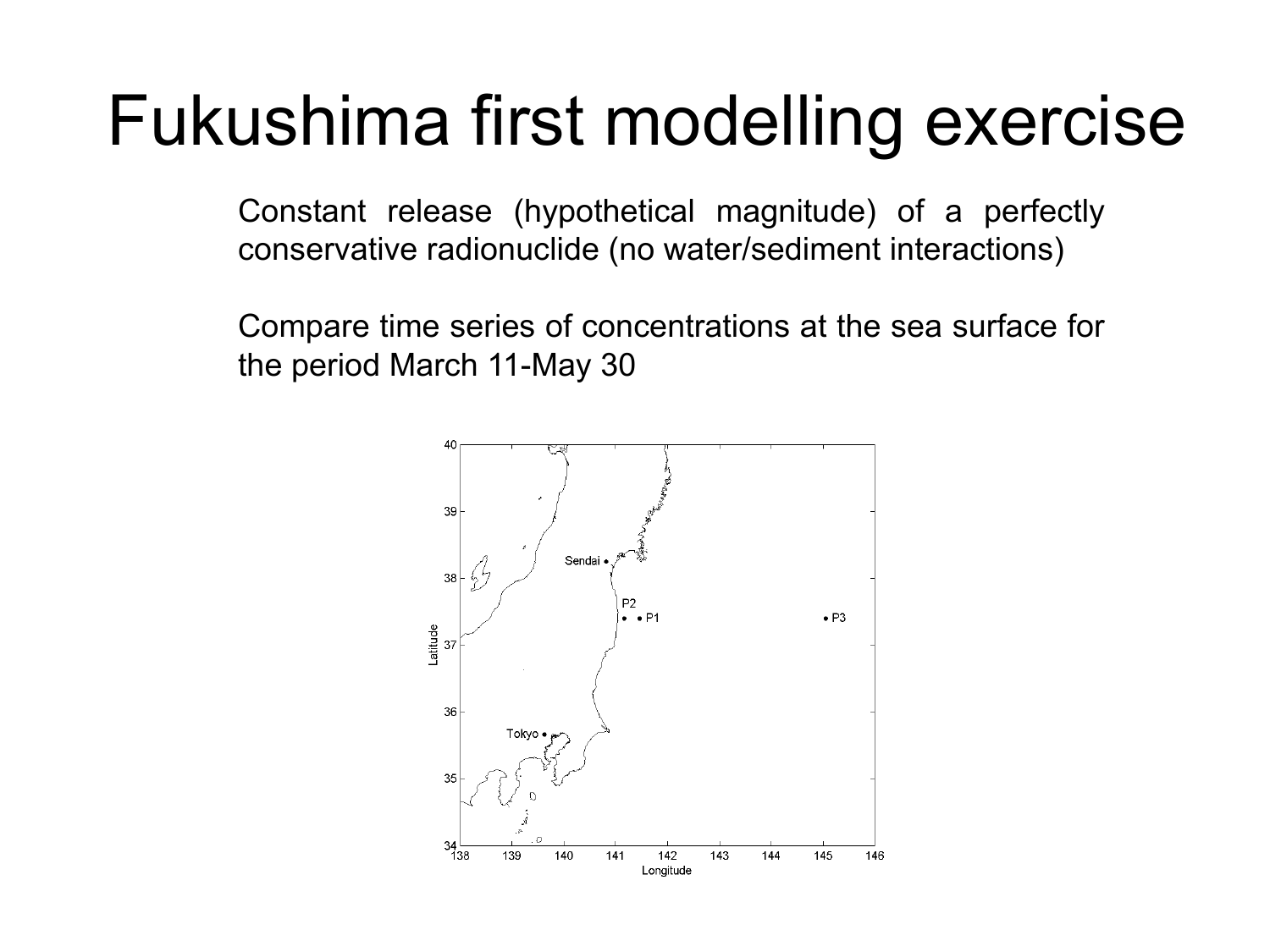# Fukushima first modelling exercise

Constant release (hypothetical magnitude) of a perfectly conservative radionuclide (no water/sediment interactions)

Compare time series of concentrations at the sea surface for the period March 11-May 30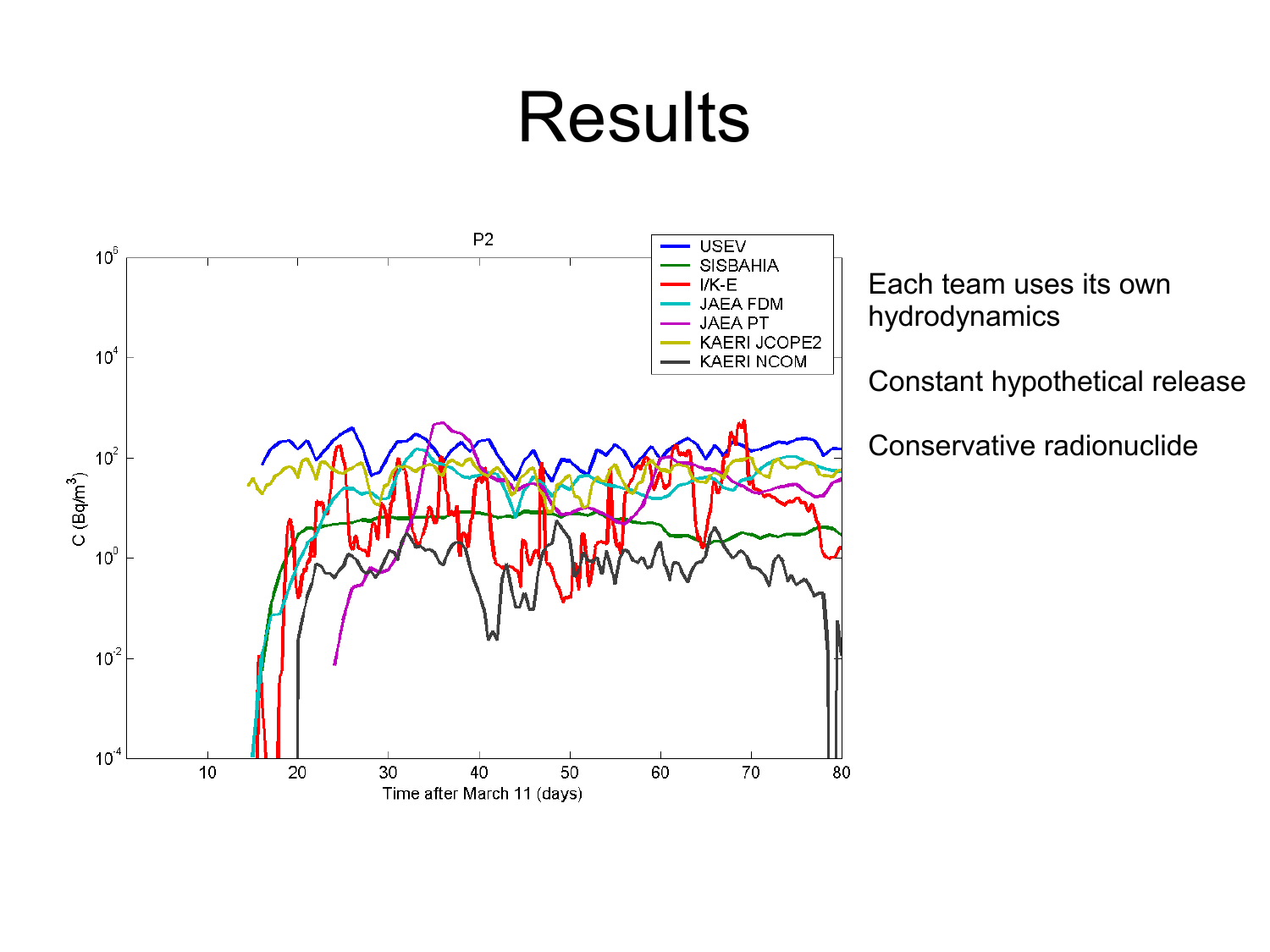# Results

Each team uses its own hydrodynamics

Constant hypothetical release

Conservative radionuclide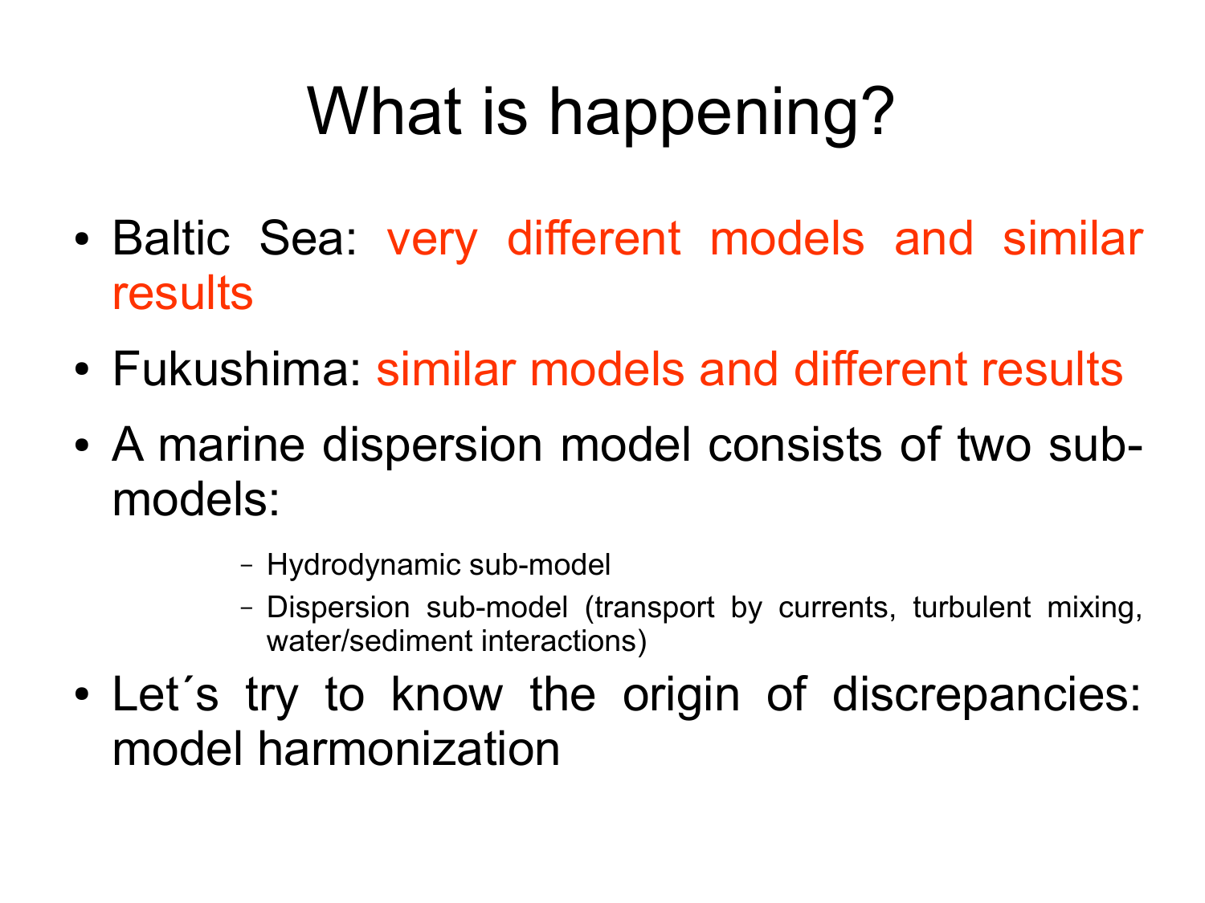# What is happening?

- Baltic Sea: very different models and similar results
- Fukushima: similar models and different results
- A marine dispersion model consists of two sub-models:
  - Hydrodynamic sub-model
  - Dispersion sub-model (transport by currents, turbulent mixing, water/sediment interactions)
- Let´s try to know the origin of discrepancies: model harmonization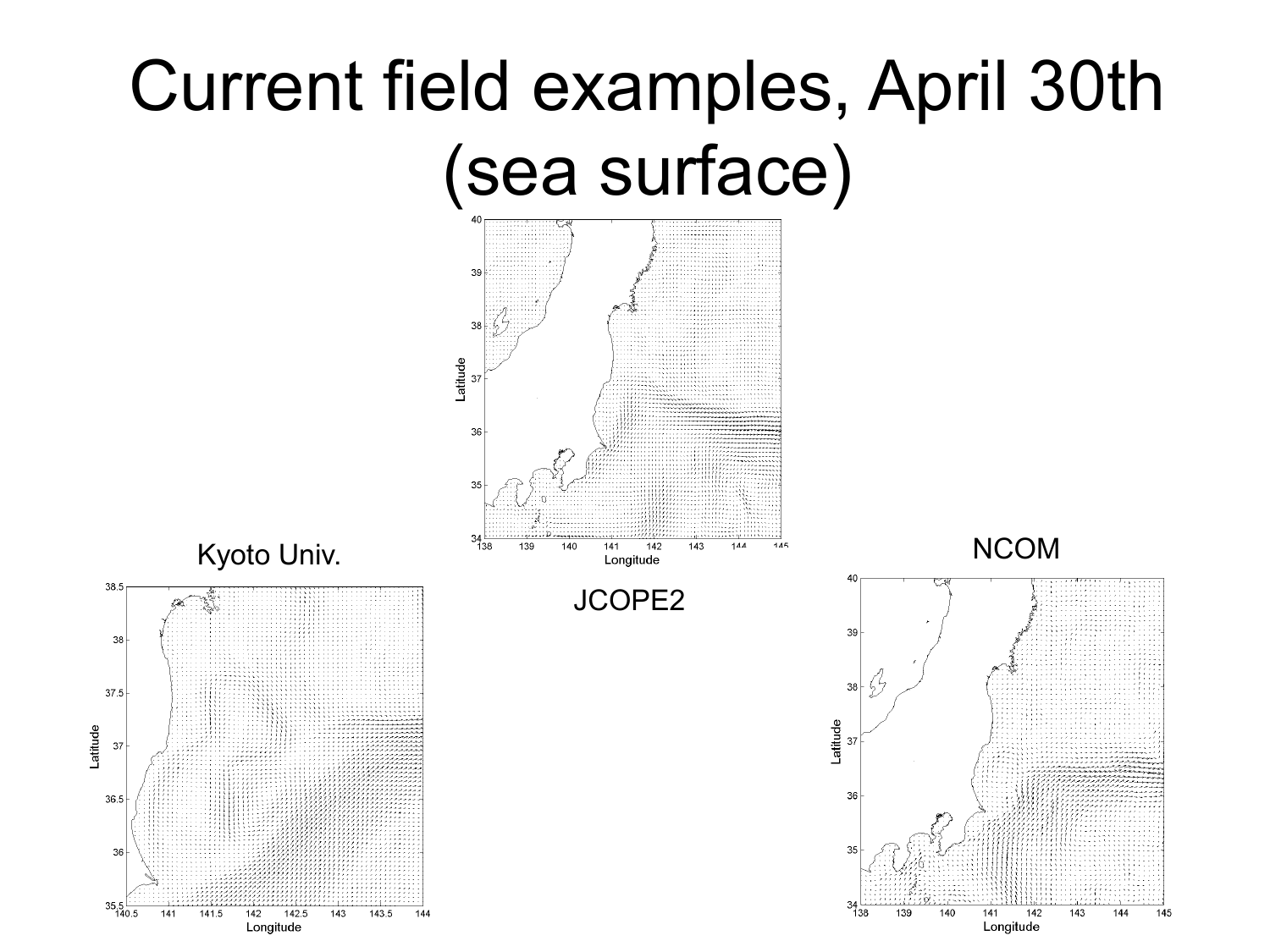# Current field examples, April 30th (sea surface)

JCOPE2

Kyoto Univ.

NCOM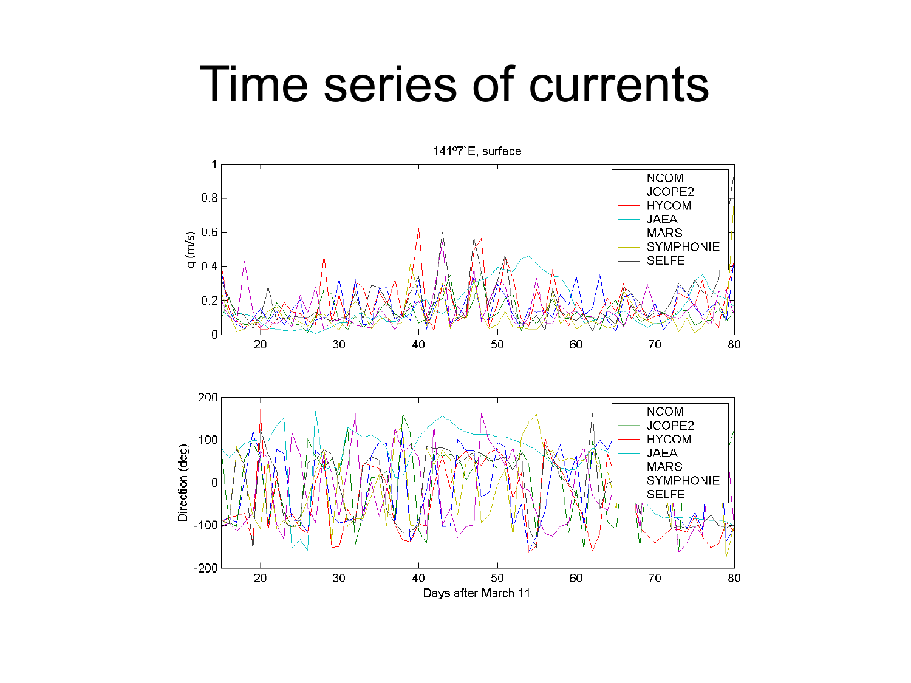# Time series of currents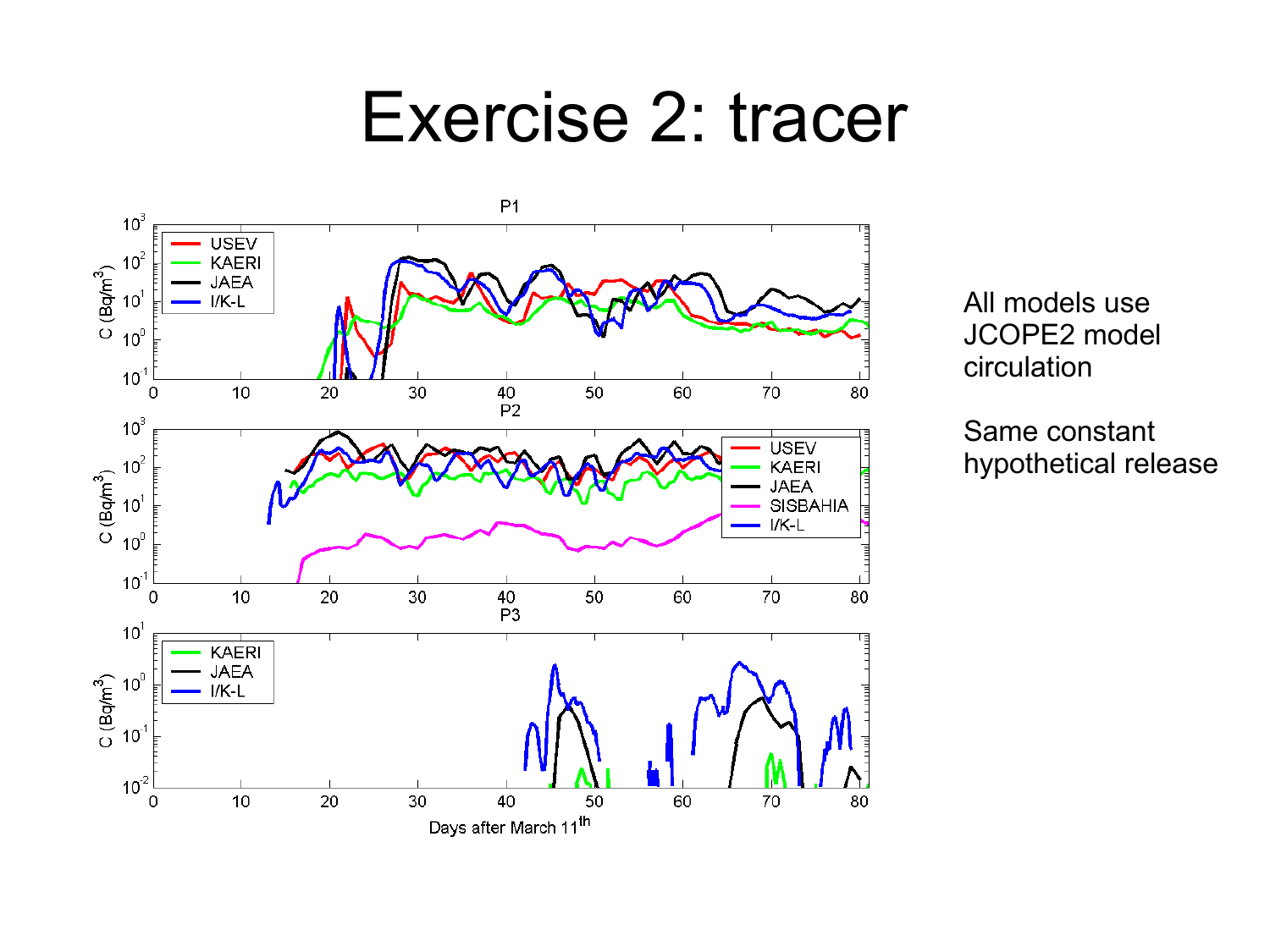# Exercise 2: tracer

All models use JCOPE2 model circulation

Same constant hypothetical release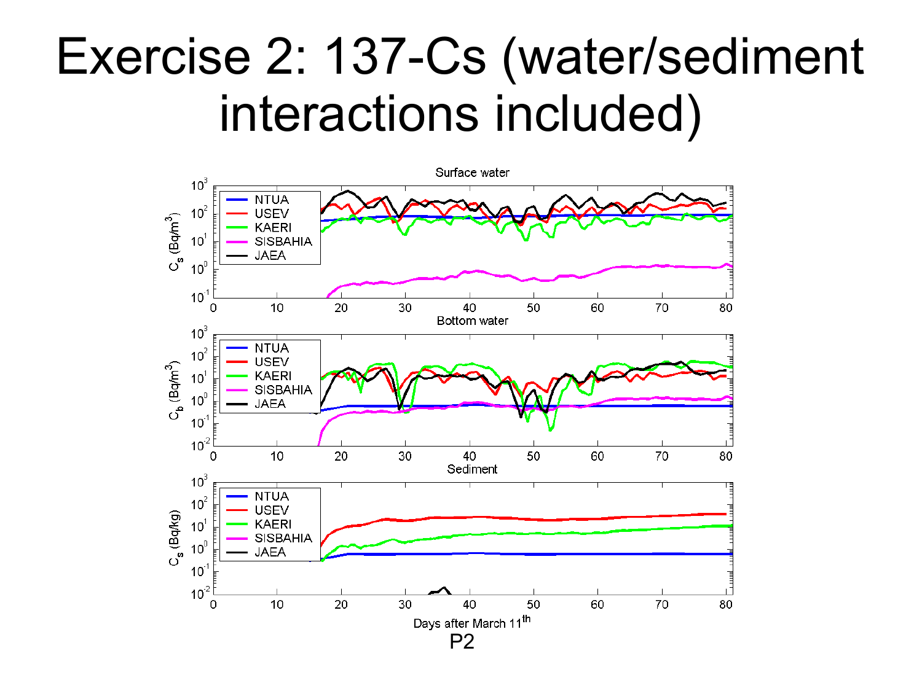# Exercise 2: 137-Cs (water/sediment interactions included)

P2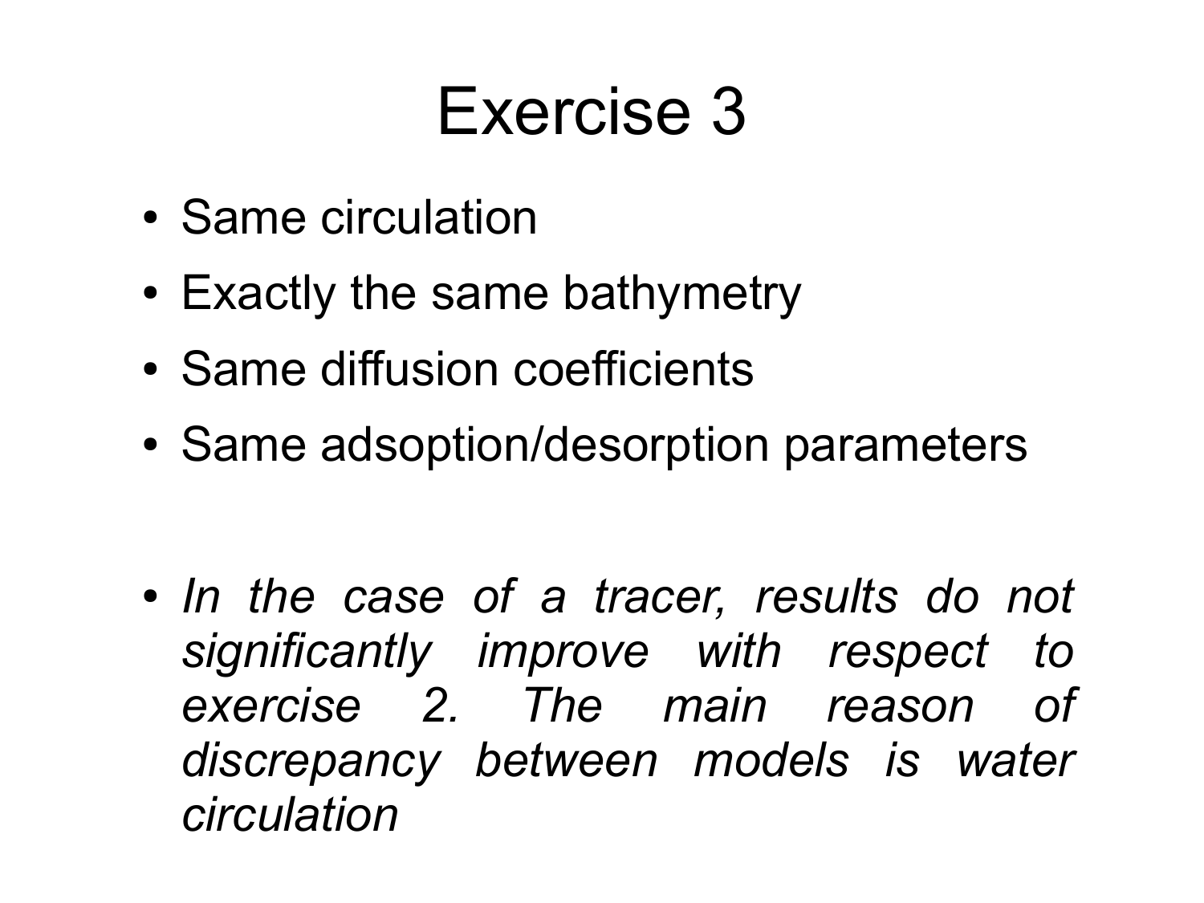# Exercise 3

- Same circulation
- Exactly the same bathymetry
- Same diffusion coefficients
- Same adsoption/desorption parameters

- *In the case of a tracer, results do not significantly improve with respect to exercise 2. The main reason of discrepancy between models is water circulation*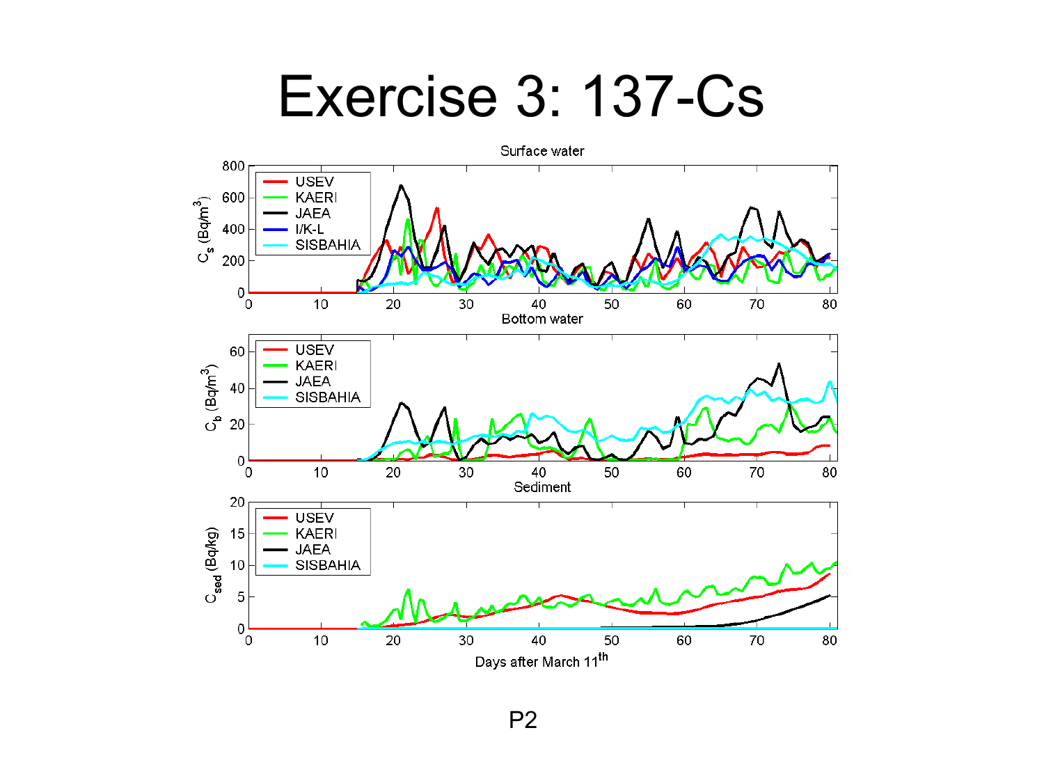# Exercise 3: 137-Cs

Surface water

Bottom water

Sediment

USEV
KAERI
JAEA
I/K-L
SISBAHIA

$C_s$ (Bq/m$^3$)

$C_b$ (Bq/m$^3$)

$C_{sed}$ (Bq/kg)

Days after March 11$^{th}$

P2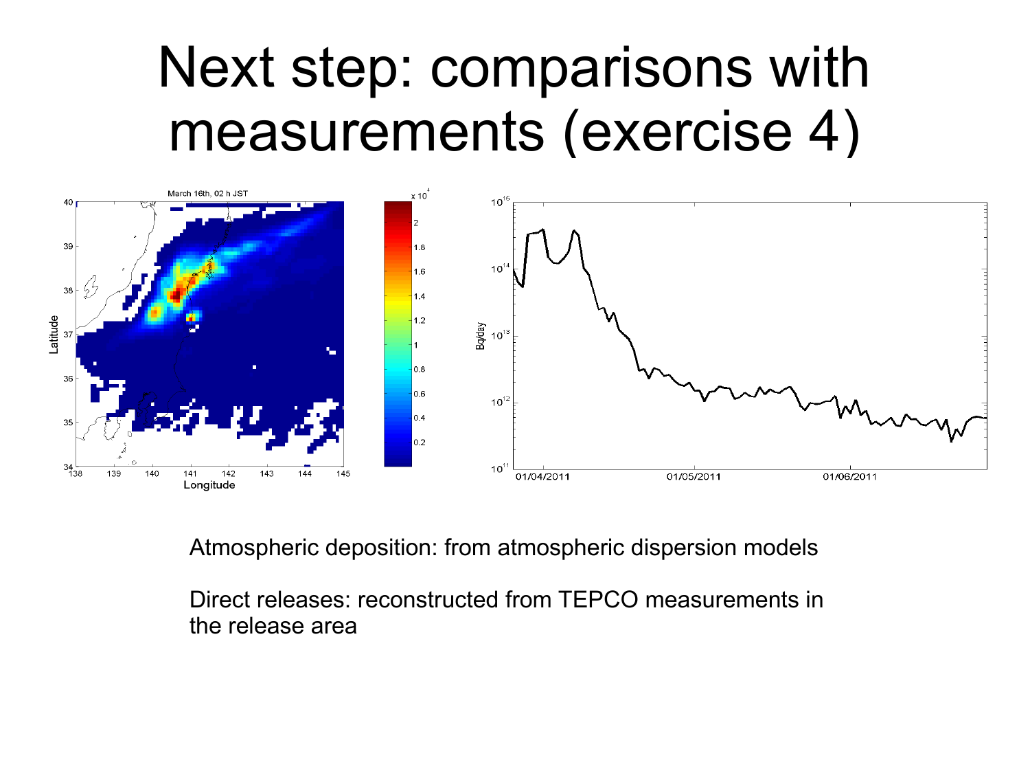# Next step: comparisons with measurements (exercise 4)

Atmospheric deposition: from atmospheric dispersion models

Direct releases: reconstructed from TEPCO measurements in the release area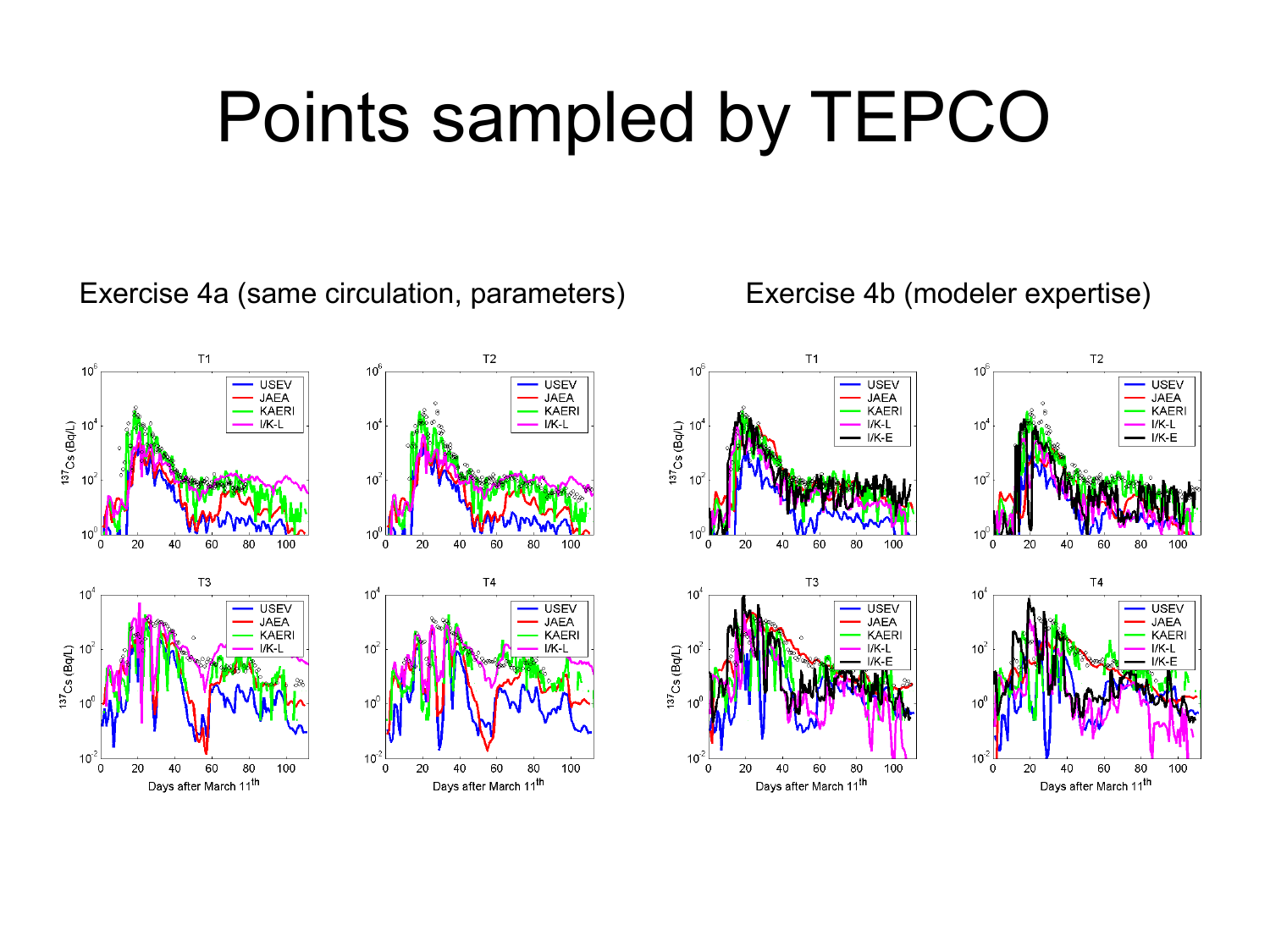# Points sampled by TEPCO

Exercise 4a (same circulation, parameters)

Exercise 4b (modeler expertise)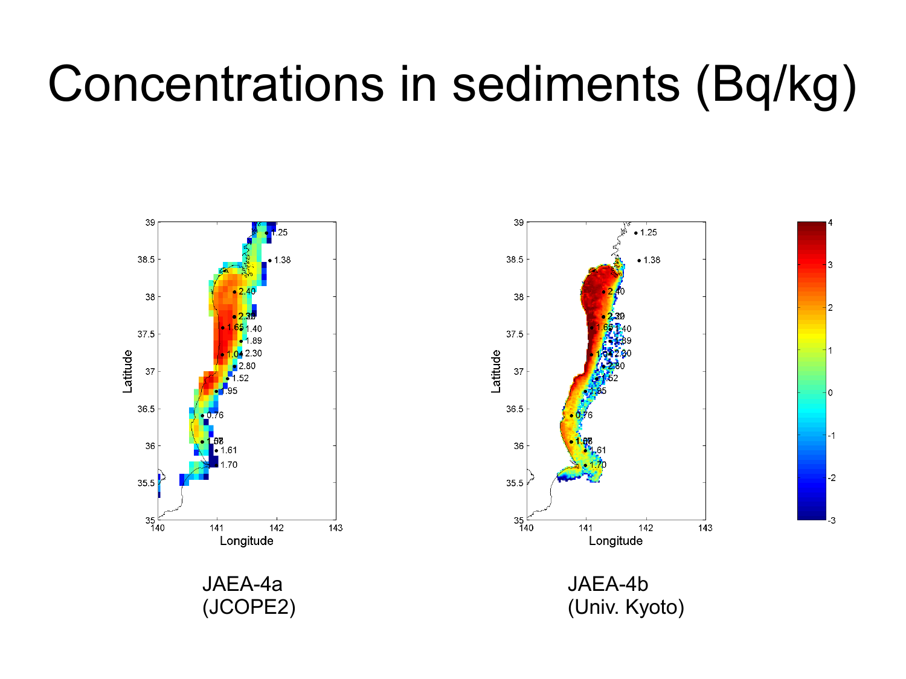# Concentrations in sediments (Bq/kg)

JAEA-4a
(JCOPE2)

JAEA-4b
(Univ. Kyoto)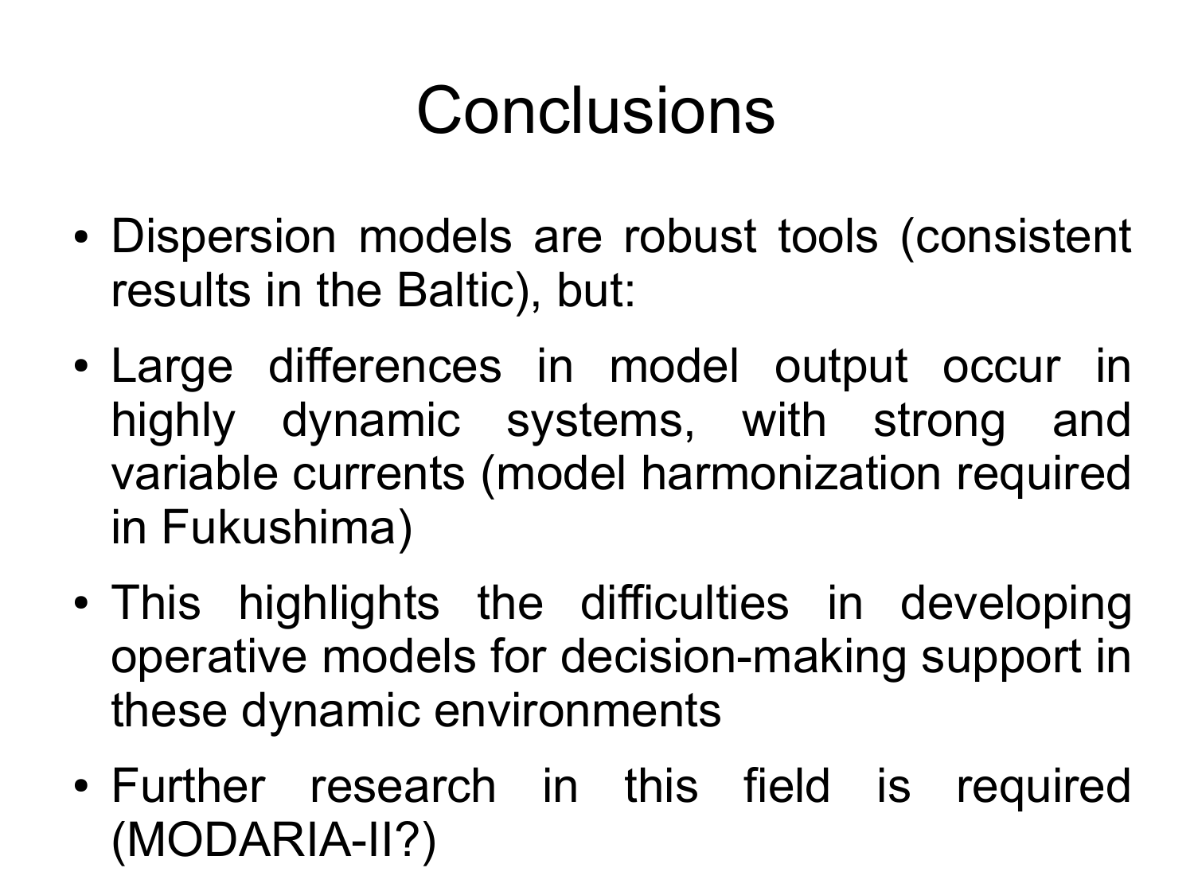# Conclusions

- Dispersion models are robust tools (consistent results in the Baltic), but:
- Large differences in model output occur in highly dynamic systems, with strong and variable currents (model harmonization required in Fukushima)
- This highlights the difficulties in developing operative models for decision-making support in these dynamic environments
- Further research in this field is required (MODARIA-II?)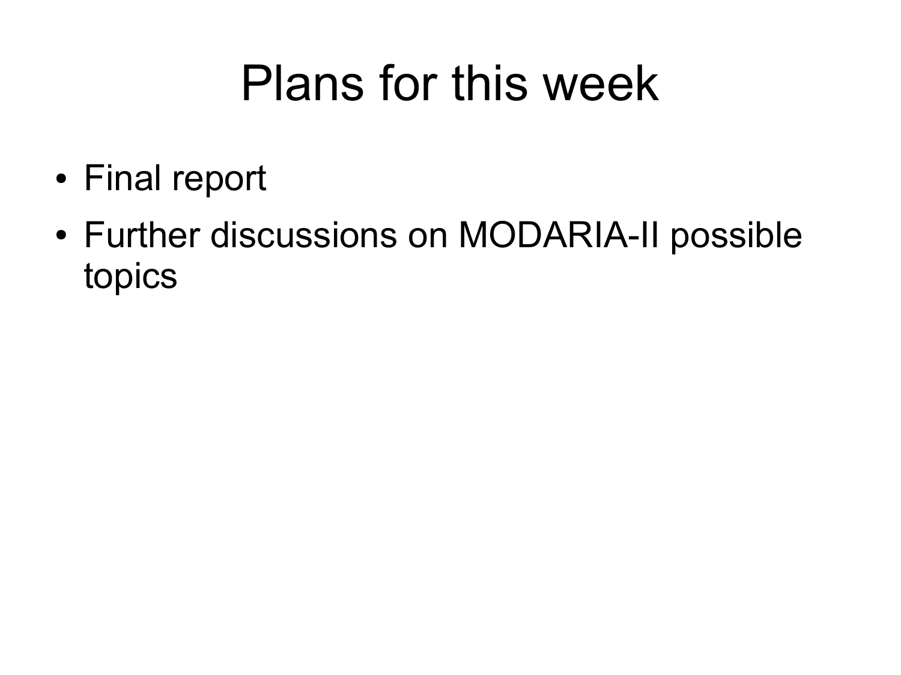# Plans for this week

- Final report
- Further discussions on MODARIA-II possible topics